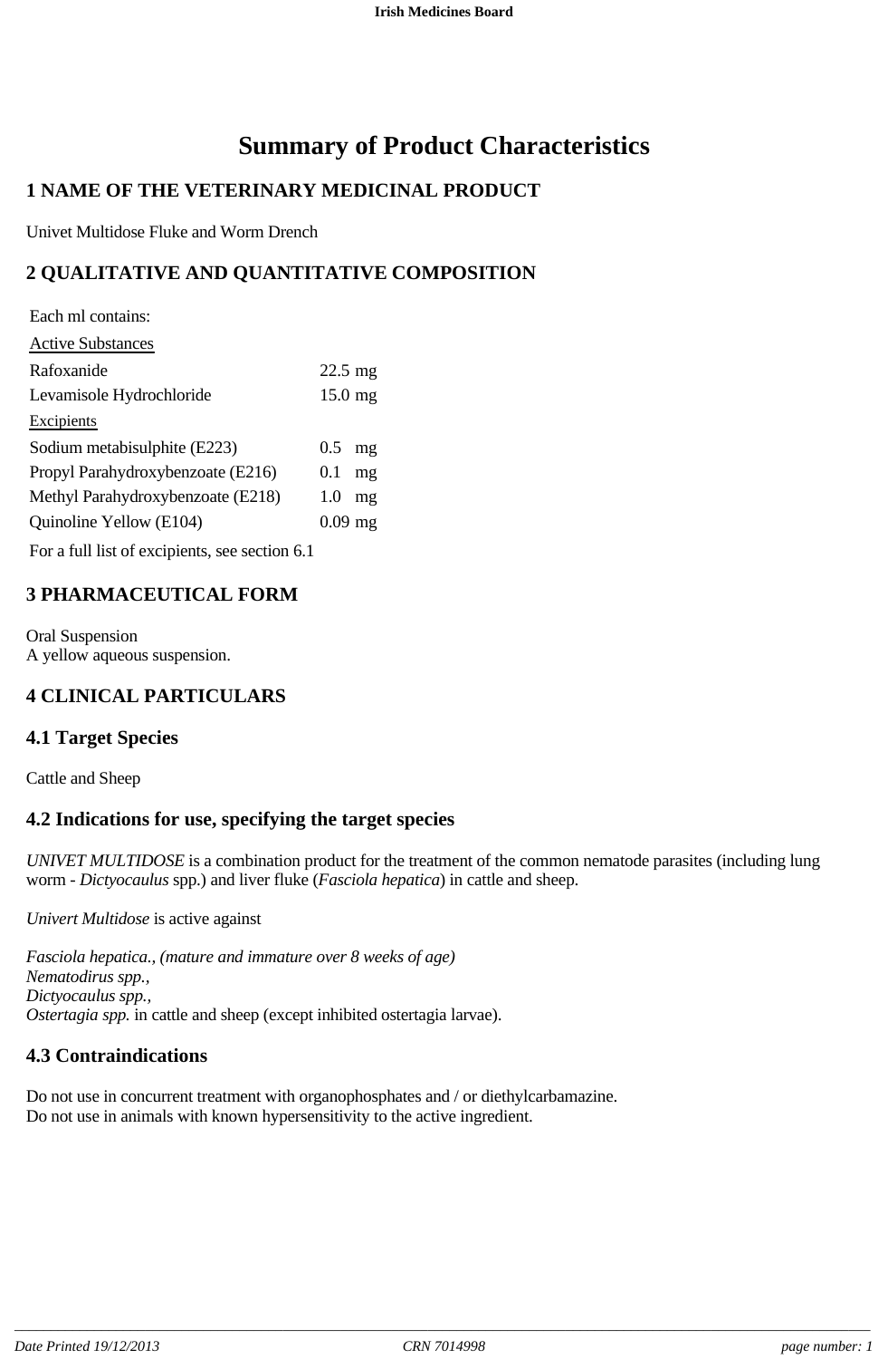# Summary of Product Characteristics

## 1 NAME OF THE VETERINARY MEDICINAL PRODUCT

Univet Multidose Fluke and Worm Drench

## 2 QUALITATIVE AND QUANTITATIVE COMPOSITION

| Each ml contains: | |
|---|---|
| Active Substances | |
| Rafoxanide | 22.5 mg |
| Levamisole Hydrochloride | 15.0 mg |
| Excipients | |
| Sodium metabisulphite (E223) | 0.5 mg |
| Propyl Parahydroxybenzoate (E216) | 0.1 mg |
| Methyl Parahydroxybenzoate (E218) | 1.0 mg |
| Quinoline Yellow (E104) | 0.09 mg |

For a full list of excipients, see section 6.1

## 3 PHARMACEUTICAL FORM

Oral Suspension
A yellow aqueous suspension.

## 4 CLINICAL PARTICULARS

### 4.1 Target Species

Cattle and Sheep

### 4.2 Indications for use, specifying the target species

*UNIVET MULTIDOSE* is a combination product for the treatment of the common nematode parasites (including lung worm - *Dictyocaulus* spp.) and liver fluke (*Fasciola hepatica*) in cattle and sheep.

*Univert Multidose* is active against

*Fasciola hepatica., (mature and immature over 8 weeks of age)*
*Nematodirus spp.,*
*Dictyocaulus spp.,*
*Ostertagia spp.* in cattle and sheep (except inhibited ostertagia larvae).

### 4.3 Contraindications

Do not use in concurrent treatment with organophosphates and / or diethylcarbamazine.
Do not use in animals with known hypersensitivity to the active ingredient.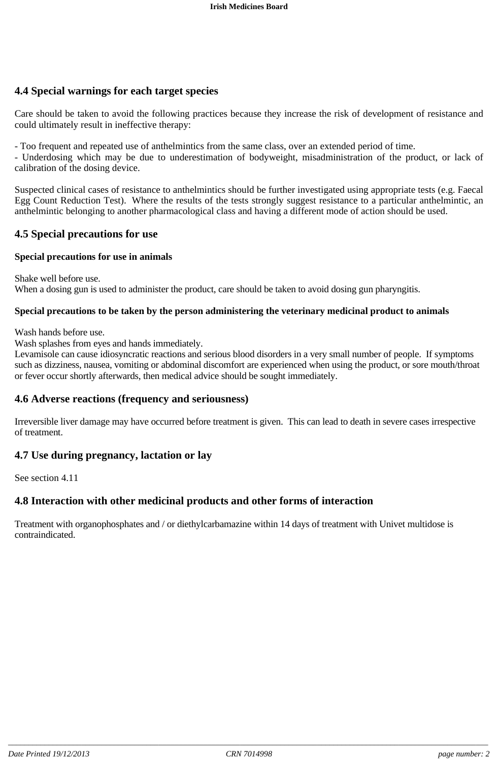## 4.4 Special warnings for each target species

Care should be taken to avoid the following practices because they increase the risk of development of resistance and could ultimately result in ineffective therapy:

- Too frequent and repeated use of anthelmintics from the same class, over an extended period of time.
- Underdosing which may be due to underestimation of bodyweight, misadministration of the product, or lack of calibration of the dosing device.

Suspected clinical cases of resistance to anthelmintics should be further investigated using appropriate tests (e.g. Faecal Egg Count Reduction Test). Where the results of the tests strongly suggest resistance to a particular anthelmintic, an anthelmintic belonging to another pharmacological class and having a different mode of action should be used.

## 4.5 Special precautions for use

**Special precautions for use in animals**

Shake well before use.
When a dosing gun is used to administer the product, care should be taken to avoid dosing gun pharyngitis.

**Special precautions to be taken by the person administering the veterinary medicinal product to animals**

Wash hands before use.
Wash splashes from eyes and hands immediately.
Levamisole can cause idiosyncratic reactions and serious blood disorders in a very small number of people. If symptoms such as dizziness, nausea, vomiting or abdominal discomfort are experienced when using the product, or sore mouth/throat or fever occur shortly afterwards, then medical advice should be sought immediately.

## 4.6 Adverse reactions (frequency and seriousness)

Irreversible liver damage may have occurred before treatment is given. This can lead to death in severe cases irrespective of treatment.

## 4.7 Use during pregnancy, lactation or lay

See section 4.11

## 4.8 Interaction with other medicinal products and other forms of interaction

Treatment with organophosphates and / or diethylcarbamazine within 14 days of treatment with Univet multidose is contraindicated.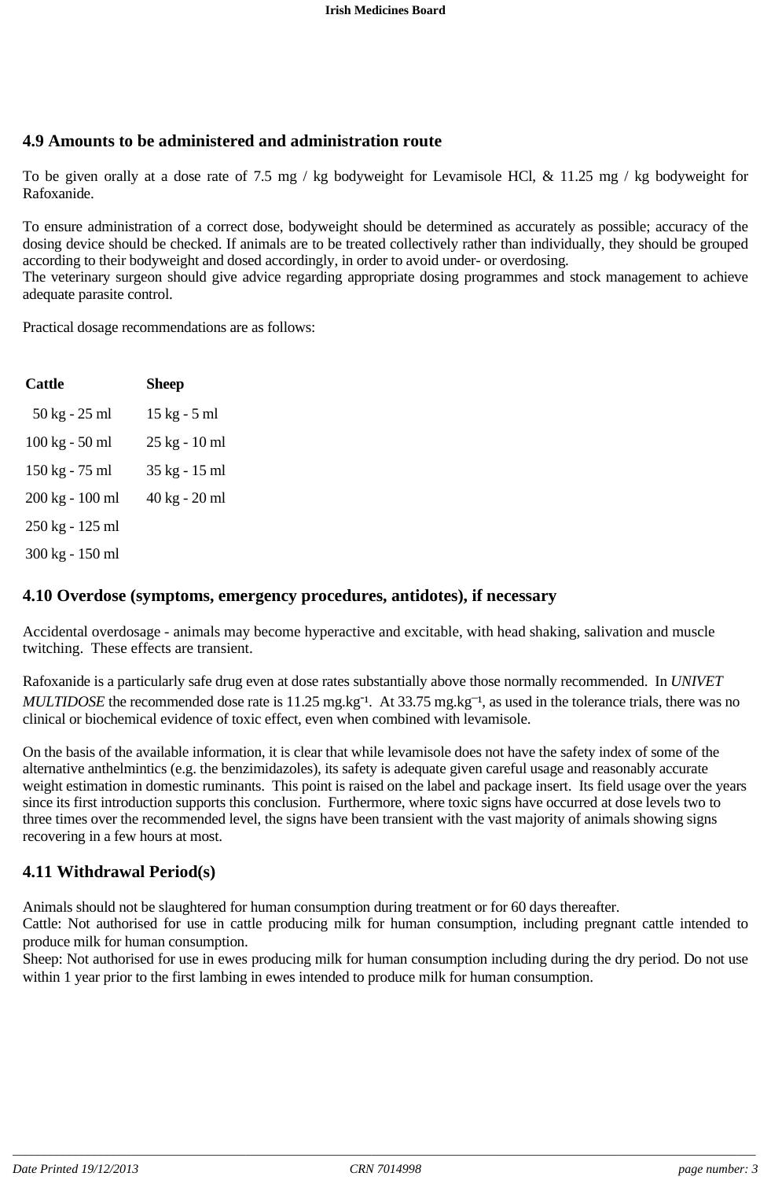## 4.9 Amounts to be administered and administration route

To be given orally at a dose rate of 7.5 mg / kg bodyweight for Levamisole HCl, & 11.25 mg / kg bodyweight for Rafoxanide.

To ensure administration of a correct dose, bodyweight should be determined as accurately as possible; accuracy of the dosing device should be checked. If animals are to be treated collectively rather than individually, they should be grouped according to their bodyweight and dosed accordingly, in order to avoid under- or overdosing.
The veterinary surgeon should give advice regarding appropriate dosing programmes and stock management to achieve adequate parasite control.

Practical dosage recommendations are as follows:

| **Cattle** | **Sheep** |
|---|---|
| 50 kg - 25 ml | 15 kg - 5 ml |
| 100 kg - 50 ml | 25 kg - 10 ml |
| 150 kg - 75 ml | 35 kg - 15 ml |
| 200 kg - 100 ml | 40 kg - 20 ml |
| 250 kg - 125 ml | |
| 300 kg - 150 ml | |

## 4.10 Overdose (symptoms, emergency procedures, antidotes), if necessary

Accidental overdosage - animals may become hyperactive and excitable, with head shaking, salivation and muscle twitching. These effects are transient.

Rafoxanide is a particularly safe drug even at dose rates substantially above those normally recommended. In *UNIVET MULTIDOSE* the recommended dose rate is 11.25 $mg.kg^{-1}$. At 33.75 $mg.kg^{-1}$, as used in the tolerance trials, there was no clinical or biochemical evidence of toxic effect, even when combined with levamisole.

On the basis of the available information, it is clear that while levamisole does not have the safety index of some of the alternative anthelmintics (e.g. the benzimidazoles), its safety is adequate given careful usage and reasonably accurate weight estimation in domestic ruminants. This point is raised on the label and package insert. Its field usage over the years since its first introduction supports this conclusion. Furthermore, where toxic signs have occurred at dose levels two to three times over the recommended level, the signs have been transient with the vast majority of animals showing signs recovering in a few hours at most.

## 4.11 Withdrawal Period(s)

Animals should not be slaughtered for human consumption during treatment or for 60 days thereafter.
Cattle: Not authorised for use in cattle producing milk for human consumption, including pregnant cattle intended to produce milk for human consumption.
Sheep: Not authorised for use in ewes producing milk for human consumption including during the dry period. Do not use within 1 year prior to the first lambing in ewes intended to produce milk for human consumption.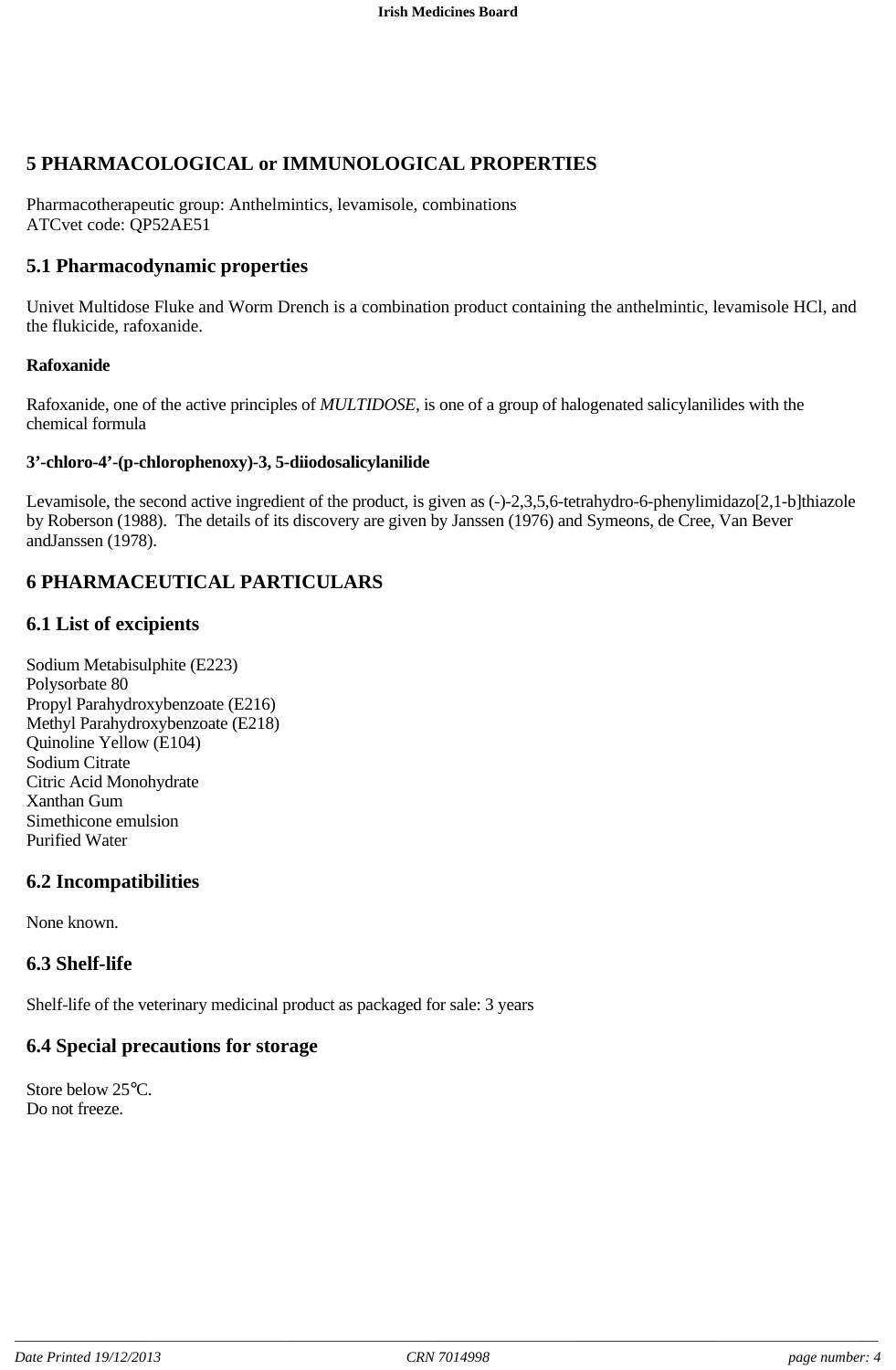## 5 PHARMACOLOGICAL or IMMUNOLOGICAL PROPERTIES

Pharmacotherapeutic group: Anthelmintics, levamisole, combinations
ATCvet code: QP52AE51

### 5.1 Pharmacodynamic properties

Univet Multidose Fluke and Worm Drench is a combination product containing the anthelmintic, levamisole HCl, and the flukicide, rafoxanide.

**Rafoxanide**

Rafoxanide, one of the active principles of *MULTIDOSE*, is one of a group of halogenated salicylanilides with the chemical formula

**3'-chloro-4'-(p-chlorophenoxy)-3, 5-diiodosalicylanilide**

Levamisole, the second active ingredient of the product, is given as (-)-2,3,5,6-tetrahydro-6-phenylimidazo[2,1-b]thiazole by Roberson (1988). The details of its discovery are given by Janssen (1976) and Symeons, de Cree, Van Bever andJanssen (1978).

## 6 PHARMACEUTICAL PARTICULARS

### 6.1 List of excipients

Sodium Metabisulphite (E223)
Polysorbate 80
Propyl Parahydroxybenzoate (E216)
Methyl Parahydroxybenzoate (E218)
Quinoline Yellow (E104)
Sodium Citrate
Citric Acid Monohydrate
Xanthan Gum
Simethicone emulsion
Purified Water

### 6.2 Incompatibilities

None known.

### 6.3 Shelf-life

Shelf-life of the veterinary medicinal product as packaged for sale: 3 years

### 6.4 Special precautions for storage

Store below 25°C.
Do not freeze.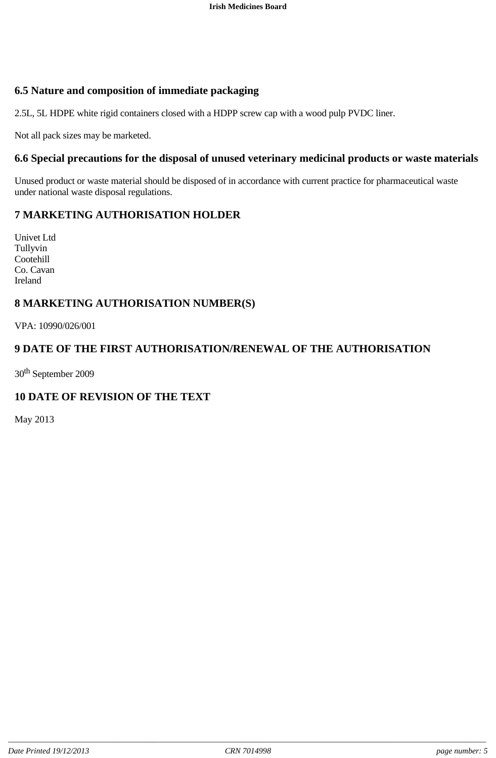## 6.5 Nature and composition of immediate packaging

2.5L, 5L HDPE white rigid containers closed with a HDPP screw cap with a wood pulp PVDC liner.

Not all pack sizes may be marketed.

## 6.6 Special precautions for the disposal of unused veterinary medicinal products or waste materials

Unused product or waste material should be disposed of in accordance with current practice for pharmaceutical waste under national waste disposal regulations.

## 7 MARKETING AUTHORISATION HOLDER

Univet Ltd
Tullyvin
Cootehill
Co. Cavan
Ireland

## 8 MARKETING AUTHORISATION NUMBER(S)

VPA: 10990/026/001

## 9 DATE OF THE FIRST AUTHORISATION/RENEWAL OF THE AUTHORISATION

30th September 2009

## 10 DATE OF REVISION OF THE TEXT

May 2013